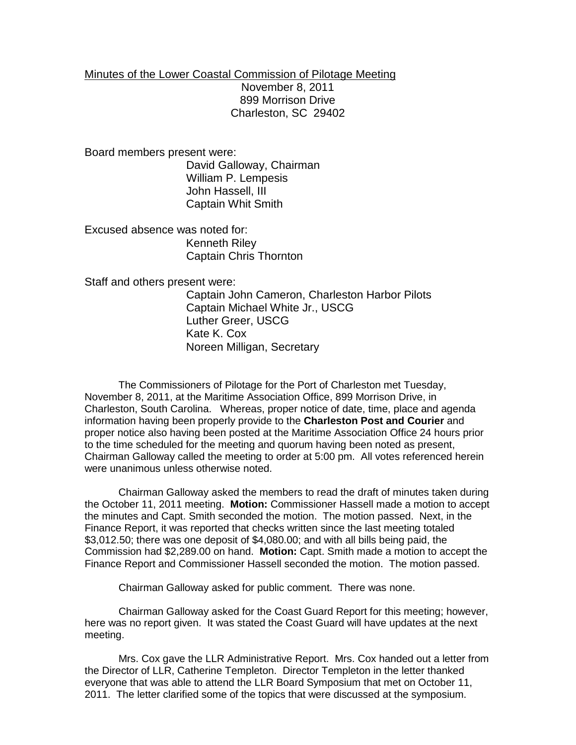Minutes of the Lower Coastal Commission of Pilotage Meeting

November 8, 2011
899 Morrison Drive
Charleston, SC 29402

Board members present were:

David Galloway, Chairman
William P. Lempesis
John Hassell, III
Captain Whit Smith

Excused absence was noted for:

Kenneth Riley
Captain Chris Thornton

Staff and others present were:

Captain John Cameron, Charleston Harbor Pilots
Captain Michael White Jr., USCG
Luther Greer, USCG
Kate K. Cox
Noreen Milligan, Secretary

The Commissioners of Pilotage for the Port of Charleston met Tuesday, November 8, 2011, at the Maritime Association Office, 899 Morrison Drive, in Charleston, South Carolina. Whereas, proper notice of date, time, place and agenda information having been properly provide to the **Charleston Post and Courier** and proper notice also having been posted at the Maritime Association Office 24 hours prior to the time scheduled for the meeting and quorum having been noted as present, Chairman Galloway called the meeting to order at 5:00 pm. All votes referenced herein were unanimous unless otherwise noted.

Chairman Galloway asked the members to read the draft of minutes taken during the October 11, 2011 meeting. **Motion:** Commissioner Hassell made a motion to accept the minutes and Capt. Smith seconded the motion. The motion passed. Next, in the Finance Report, it was reported that checks written since the last meeting totaled $3,012.50; there was one deposit of $4,080.00; and with all bills being paid, the Commission had $2,289.00 on hand. **Motion:** Capt. Smith made a motion to accept the Finance Report and Commissioner Hassell seconded the motion. The motion passed.

Chairman Galloway asked for public comment. There was none.

Chairman Galloway asked for the Coast Guard Report for this meeting; however, here was no report given. It was stated the Coast Guard will have updates at the next meeting.

Mrs. Cox gave the LLR Administrative Report. Mrs. Cox handed out a letter from the Director of LLR, Catherine Templeton. Director Templeton in the letter thanked everyone that was able to attend the LLR Board Symposium that met on October 11, 2011. The letter clarified some of the topics that were discussed at the symposium.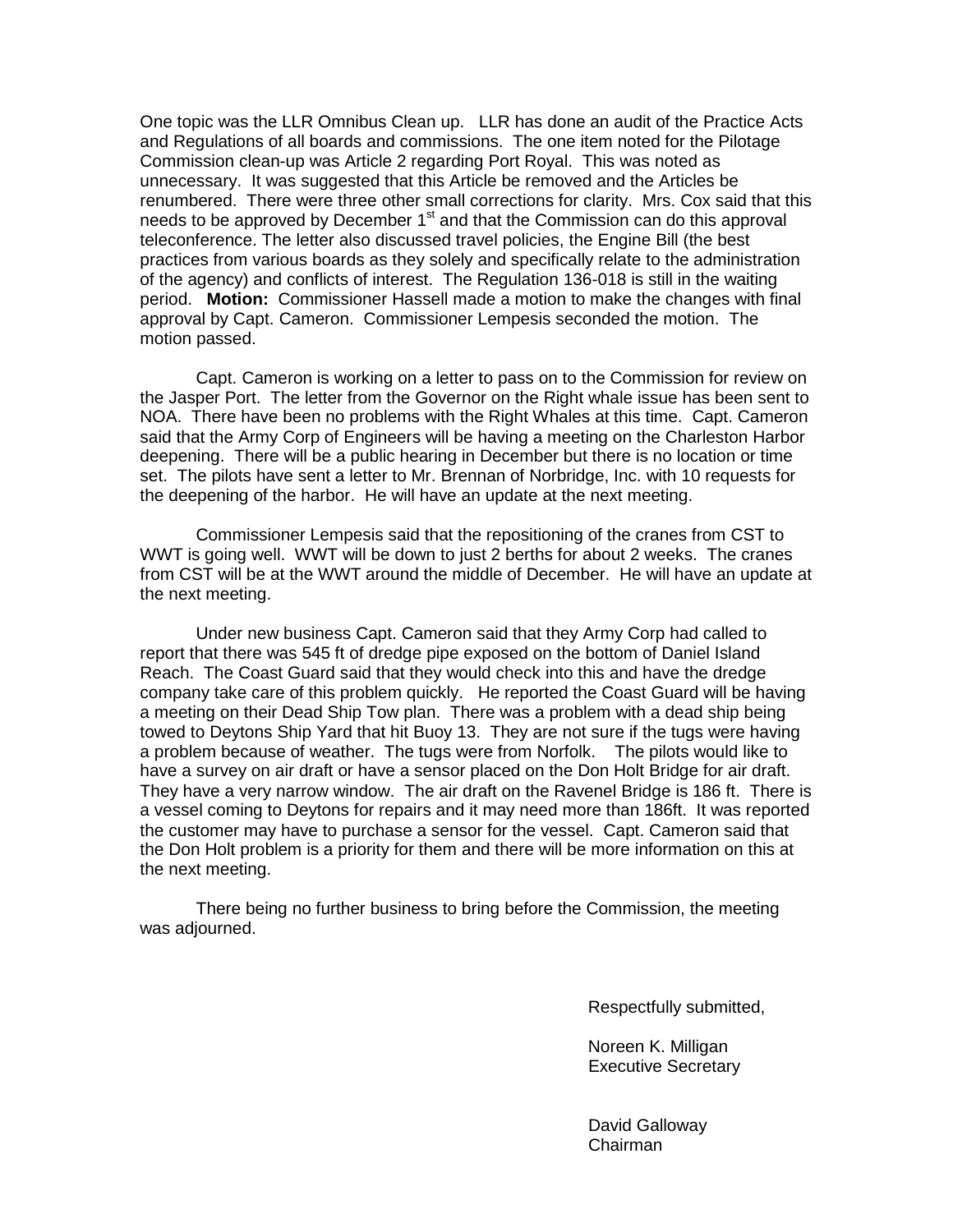One topic was the LLR Omnibus Clean up. LLR has done an audit of the Practice Acts and Regulations of all boards and commissions. The one item noted for the Pilotage Commission clean-up was Article 2 regarding Port Royal. This was noted as unnecessary. It was suggested that this Article be removed and the Articles be renumbered. There were three other small corrections for clarity. Mrs. Cox said that this needs to be approved by December 1st and that the Commission can do this approval teleconference. The letter also discussed travel policies, the Engine Bill (the best practices from various boards as they solely and specifically relate to the administration of the agency) and conflicts of interest. The Regulation 136-018 is still in the waiting period. **Motion:** Commissioner Hassell made a motion to make the changes with final approval by Capt. Cameron. Commissioner Lempesis seconded the motion. The motion passed.

Capt. Cameron is working on a letter to pass on to the Commission for review on the Jasper Port. The letter from the Governor on the Right whale issue has been sent to NOA. There have been no problems with the Right Whales at this time. Capt. Cameron said that the Army Corp of Engineers will be having a meeting on the Charleston Harbor deepening. There will be a public hearing in December but there is no location or time set. The pilots have sent a letter to Mr. Brennan of Norbridge, Inc. with 10 requests for the deepening of the harbor. He will have an update at the next meeting.

Commissioner Lempesis said that the repositioning of the cranes from CST to WWT is going well. WWT will be down to just 2 berths for about 2 weeks. The cranes from CST will be at the WWT around the middle of December. He will have an update at the next meeting.

Under new business Capt. Cameron said that they Army Corp had called to report that there was 545 ft of dredge pipe exposed on the bottom of Daniel Island Reach. The Coast Guard said that they would check into this and have the dredge company take care of this problem quickly. He reported the Coast Guard will be having a meeting on their Dead Ship Tow plan. There was a problem with a dead ship being towed to Deytons Ship Yard that hit Buoy 13. They are not sure if the tugs were having a problem because of weather. The tugs were from Norfolk. The pilots would like to have a survey on air draft or have a sensor placed on the Don Holt Bridge for air draft. They have a very narrow window. The air draft on the Ravenel Bridge is 186 ft. There is a vessel coming to Deytons for repairs and it may need more than 186ft. It was reported the customer may have to purchase a sensor for the vessel. Capt. Cameron said that the Don Holt problem is a priority for them and there will be more information on this at the next meeting.

There being no further business to bring before the Commission, the meeting was adjourned.

Respectfully submitted,

Noreen K. Milligan
Executive Secretary

David Galloway
Chairman